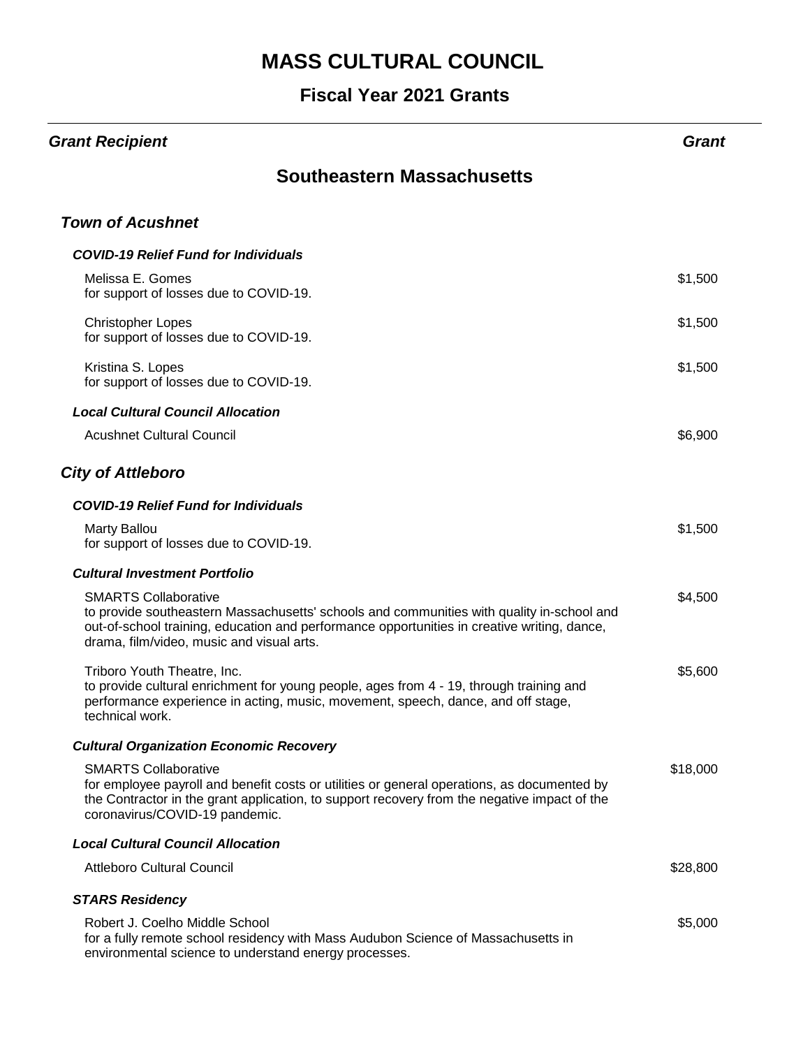# MASS CULTURAL COUNCIL

## Fiscal Year 2021 Grants

| *Grant Recipient* | *Grant* |
|---|---|

## Southeastern Massachusetts

### *Town of Acushnet*

#### *COVID-19 Relief Fund for Individuals*

| | |
|---|---|
| Melissa E. Gomes<br>for support of losses due to COVID-19. | $1,500 |
| Christopher Lopes<br>for support of losses due to COVID-19. | $1,500 |
| Kristina S. Lopes<br>for support of losses due to COVID-19. | $1,500 |

#### *Local Cultural Council Allocation*

| | |
|---|---|
| Acushnet Cultural Council | $6,900 |

### *City of Attleboro*

#### *COVID-19 Relief Fund for Individuals*

| | |
|---|---|
| Marty Ballou<br>for support of losses due to COVID-19. | $1,500 |

#### *Cultural Investment Portfolio*

| | |
|---|---|
| SMARTS Collaborative<br>to provide southeastern Massachusetts' schools and communities with quality in-school and out-of-school training, education and performance opportunities in creative writing, dance, drama, film/video, music and visual arts. | $4,500 |
| Triboro Youth Theatre, Inc.<br>to provide cultural enrichment for young people, ages from 4 - 19, through training and performance experience in acting, music, movement, speech, dance, and off stage, technical work. | $5,600 |

#### *Cultural Organization Economic Recovery*

| | |
|---|---|
| SMARTS Collaborative<br>for employee payroll and benefit costs or utilities or general operations, as documented by the Contractor in the grant application, to support recovery from the negative impact of the coronavirus/COVID-19 pandemic. | $18,000 |

#### *Local Cultural Council Allocation*

| | |
|---|---|
| Attleboro Cultural Council | $28,800 |

#### *STARS Residency*

| | |
|---|---|
| Robert J. Coelho Middle School<br>for a fully remote school residency with Mass Audubon Science of Massachusetts in environmental science to understand energy processes. | $5,000 |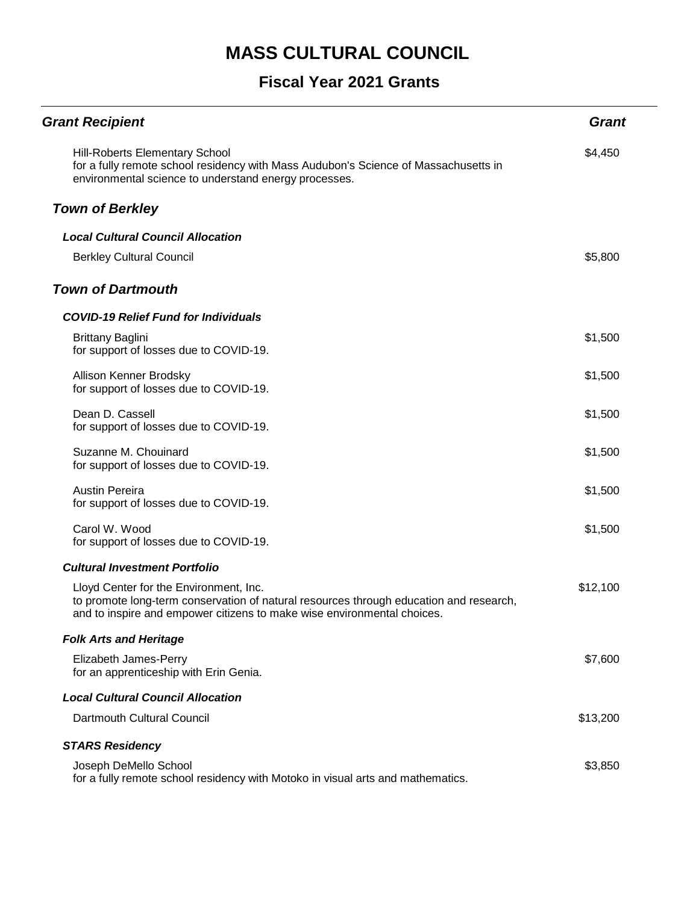# MASS CULTURAL COUNCIL

## Fiscal Year 2021 Grants

| Grant Recipient | Grant |
|---|---|
| Hill-Roberts Elementary School<br>for a fully remote school residency with Mass Audubon's Science of Massachusetts in environmental science to understand energy processes. | $4,450 |

### Town of Berkley

#### Local Cultural Council Allocation

| Grant Recipient | Grant |
|---|---|
| Berkley Cultural Council | $5,800 |

### Town of Dartmouth

#### COVID-19 Relief Fund for Individuals

| Grant Recipient | Grant |
|---|---|
| Brittany Baglini<br>for support of losses due to COVID-19. | $1,500 |
| Allison Kenner Brodsky<br>for support of losses due to COVID-19. | $1,500 |
| Dean D. Cassell<br>for support of losses due to COVID-19. | $1,500 |
| Suzanne M. Chouinard<br>for support of losses due to COVID-19. | $1,500 |
| Austin Pereira<br>for support of losses due to COVID-19. | $1,500 |
| Carol W. Wood<br>for support of losses due to COVID-19. | $1,500 |

#### Cultural Investment Portfolio

| Grant Recipient | Grant |
|---|---|
| Lloyd Center for the Environment, Inc.<br>to promote long-term conservation of natural resources through education and research, and to inspire and empower citizens to make wise environmental choices. | $12,100 |

#### Folk Arts and Heritage

| Grant Recipient | Grant |
|---|---|
| Elizabeth James-Perry<br>for an apprenticeship with Erin Genia. | $7,600 |

#### Local Cultural Council Allocation

| Grant Recipient | Grant |
|---|---|
| Dartmouth Cultural Council | $13,200 |

#### STARS Residency

| Grant Recipient | Grant |
|---|---|
| Joseph DeMello School<br>for a fully remote school residency with Motoko in visual arts and mathematics. | $3,850 |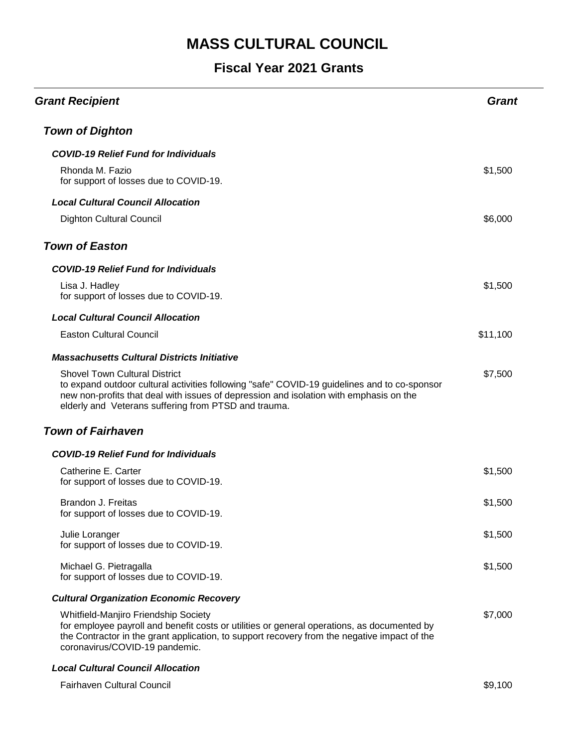# MASS CULTURAL COUNCIL

## Fiscal Year 2021 Grants

| *Grant Recipient* | *Grant* |
|---|---|

### *Town of Dighton*

#### *COVID-19 Relief Fund for Individuals*

| | |
|---|---|
| Rhonda M. Fazio<br>for support of losses due to COVID-19. | $1,500 |

#### *Local Cultural Council Allocation*

| | |
|---|---|
| Dighton Cultural Council | $6,000 |

### *Town of Easton*

#### *COVID-19 Relief Fund for Individuals*

| | |
|---|---|
| Lisa J. Hadley<br>for support of losses due to COVID-19. | $1,500 |

#### *Local Cultural Council Allocation*

| | |
|---|---|
| Easton Cultural Council | $11,100 |

#### *Massachusetts Cultural Districts Initiative*

| | |
|---|---|
| Shovel Town Cultural District<br>to expand outdoor cultural activities following "safe" COVID-19 guidelines and to co-sponsor new non-profits that deal with issues of depression and isolation with emphasis on the elderly and Veterans suffering from PTSD and trauma. | $7,500 |

### *Town of Fairhaven*

#### *COVID-19 Relief Fund for Individuals*

| | |
|---|---|
| Catherine E. Carter<br>for support of losses due to COVID-19. | $1,500 |
| Brandon J. Freitas<br>for support of losses due to COVID-19. | $1,500 |
| Julie Loranger<br>for support of losses due to COVID-19. | $1,500 |
| Michael G. Pietragalla<br>for support of losses due to COVID-19. | $1,500 |

#### *Cultural Organization Economic Recovery*

| | |
|---|---|
| Whitfield-Manjiro Friendship Society<br>for employee payroll and benefit costs or utilities or general operations, as documented by the Contractor in the grant application, to support recovery from the negative impact of the coronavirus/COVID-19 pandemic. | $7,000 |

#### *Local Cultural Council Allocation*

| | |
|---|---|
| Fairhaven Cultural Council | $9,100 |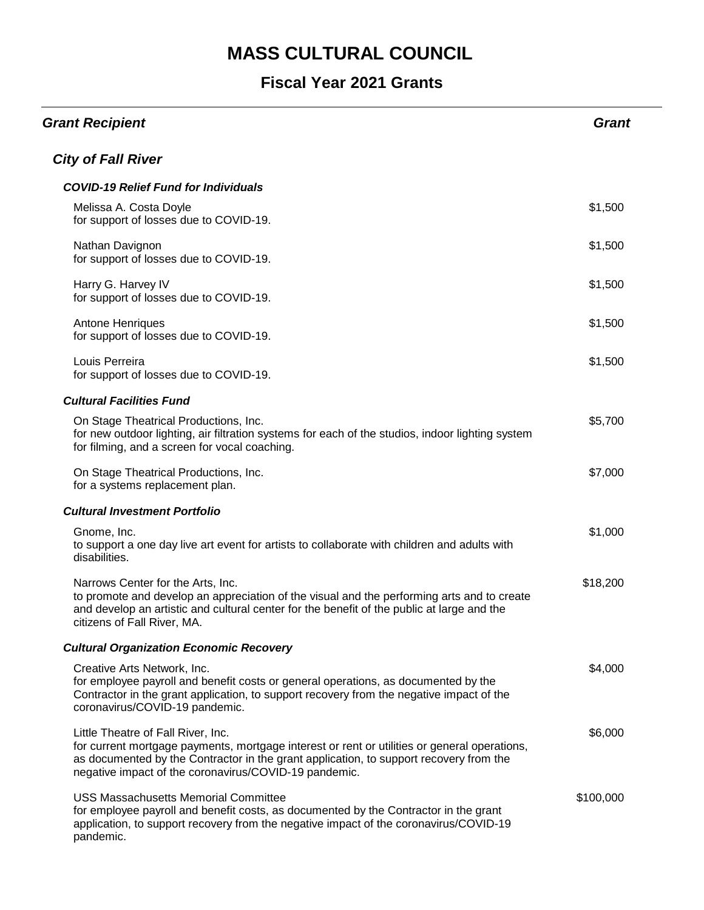# MASS CULTURAL COUNCIL

## Fiscal Year 2021 Grants

| Grant Recipient | Grant |
|---|---|
| ***City of Fall River*** | |
| ***COVID-19 Relief Fund for Individuals*** | |
| Melissa A. Costa Doyle<br>for support of losses due to COVID-19. | $1,500 |
| Nathan Davignon<br>for support of losses due to COVID-19. | $1,500 |
| Harry G. Harvey IV<br>for support of losses due to COVID-19. | $1,500 |
| Antone Henriques<br>for support of losses due to COVID-19. | $1,500 |
| Louis Perreira<br>for support of losses due to COVID-19. | $1,500 |
| ***Cultural Facilities Fund*** | |
| On Stage Theatrical Productions, Inc.<br>for new outdoor lighting, air filtration systems for each of the studios, indoor lighting system for filming, and a screen for vocal coaching. | $5,700 |
| On Stage Theatrical Productions, Inc.<br>for a systems replacement plan. | $7,000 |
| ***Cultural Investment Portfolio*** | |
| Gnome, Inc.<br>to support a one day live art event for artists to collaborate with children and adults with disabilities. | $1,000 |
| Narrows Center for the Arts, Inc.<br>to promote and develop an appreciation of the visual and the performing arts and to create and develop an artistic and cultural center for the benefit of the public at large and the citizens of Fall River, MA. | $18,200 |
| ***Cultural Organization Economic Recovery*** | |
| Creative Arts Network, Inc.<br>for employee payroll and benefit costs or general operations, as documented by the Contractor in the grant application, to support recovery from the negative impact of the coronavirus/COVID-19 pandemic. | $4,000 |
| Little Theatre of Fall River, Inc.<br>for current mortgage payments, mortgage interest or rent or utilities or general operations, as documented by the Contractor in the grant application, to support recovery from the negative impact of the coronavirus/COVID-19 pandemic. | $6,000 |
| USS Massachusetts Memorial Committee<br>for employee payroll and benefit costs, as documented by the Contractor in the grant application, to support recovery from the negative impact of the coronavirus/COVID-19 pandemic. | $100,000 |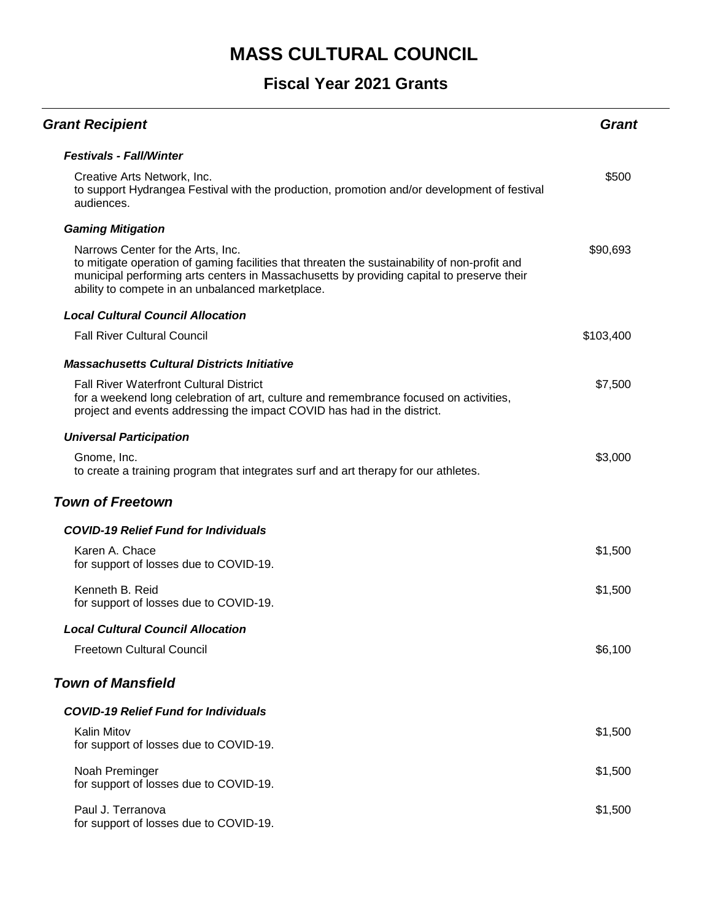# MASS CULTURAL COUNCIL

## Fiscal Year 2021 Grants

| *Grant Recipient* | *Grant* |
|---|---|
| ***Festivals - Fall/Winter*** | |
| Creative Arts Network, Inc.<br>to support Hydrangea Festival with the production, promotion and/or development of festival audiences. | $500 |
| ***Gaming Mitigation*** | |
| Narrows Center for the Arts, Inc.<br>to mitigate operation of gaming facilities that threaten the sustainability of non-profit and municipal performing arts centers in Massachusetts by providing capital to preserve their ability to compete in an unbalanced marketplace. | $90,693 |
| ***Local Cultural Council Allocation*** | |
| Fall River Cultural Council | $103,400 |
| ***Massachusetts Cultural Districts Initiative*** | |
| Fall River Waterfront Cultural District<br>for a weekend long celebration of art, culture and remembrance focused on activities, project and events addressing the impact COVID has had in the district. | $7,500 |
| ***Universal Participation*** | |
| Gnome, Inc.<br>to create a training program that integrates surf and art therapy for our athletes. | $3,000 |

### *Town of Freetown*

| *Grant Recipient* | *Grant* |
|---|---|
| ***COVID-19 Relief Fund for Individuals*** | |
| Karen A. Chace<br>for support of losses due to COVID-19. | $1,500 |
| Kenneth B. Reid<br>for support of losses due to COVID-19. | $1,500 |
| ***Local Cultural Council Allocation*** | |
| Freetown Cultural Council | $6,100 |

### *Town of Mansfield*

| *Grant Recipient* | *Grant* |
|---|---|
| ***COVID-19 Relief Fund for Individuals*** | |
| Kalin Mitov<br>for support of losses due to COVID-19. | $1,500 |
| Noah Preminger<br>for support of losses due to COVID-19. | $1,500 |
| Paul J. Terranova<br>for support of losses due to COVID-19. | $1,500 |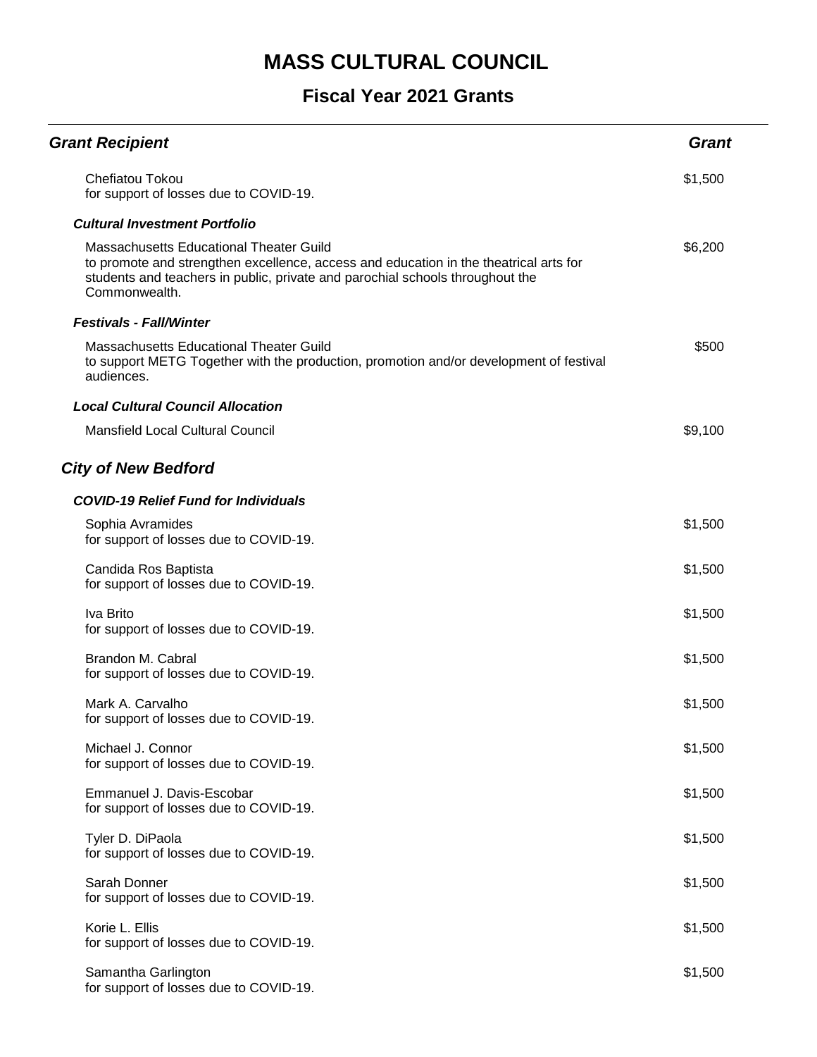| Grant Recipient | Grant |
|---|---|
| Chefiatou Tokou<br>for support of losses due to COVID-19. | $1,500 |
| ***Cultural Investment Portfolio*** | |
| Massachusetts Educational Theater Guild<br>to promote and strengthen excellence, access and education in the theatrical arts for students and teachers in public, private and parochial schools throughout the Commonwealth. | $6,200 |
| ***Festivals - Fall/Winter*** | |
| Massachusetts Educational Theater Guild<br>to support METG Together with the production, promotion and/or development of festival audiences. | $500 |
| ***Local Cultural Council Allocation*** | |
| Mansfield Local Cultural Council | $9,100 |

## *City of New Bedford*

| Grant Recipient | Grant |
|---|---|
| ***COVID-19 Relief Fund for Individuals*** | |
| Sophia Avramides<br>for support of losses due to COVID-19. | $1,500 |
| Candida Ros Baptista<br>for support of losses due to COVID-19. | $1,500 |
| Iva Brito<br>for support of losses due to COVID-19. | $1,500 |
| Brandon M. Cabral<br>for support of losses due to COVID-19. | $1,500 |
| Mark A. Carvalho<br>for support of losses due to COVID-19. | $1,500 |
| Michael J. Connor<br>for support of losses due to COVID-19. | $1,500 |
| Emmanuel J. Davis-Escobar<br>for support of losses due to COVID-19. | $1,500 |
| Tyler D. DiPaola<br>for support of losses due to COVID-19. | $1,500 |
| Sarah Donner<br>for support of losses due to COVID-19. | $1,500 |
| Korie L. Ellis<br>for support of losses due to COVID-19. | $1,500 |
| Samantha Garlington<br>for support of losses due to COVID-19. | $1,500 |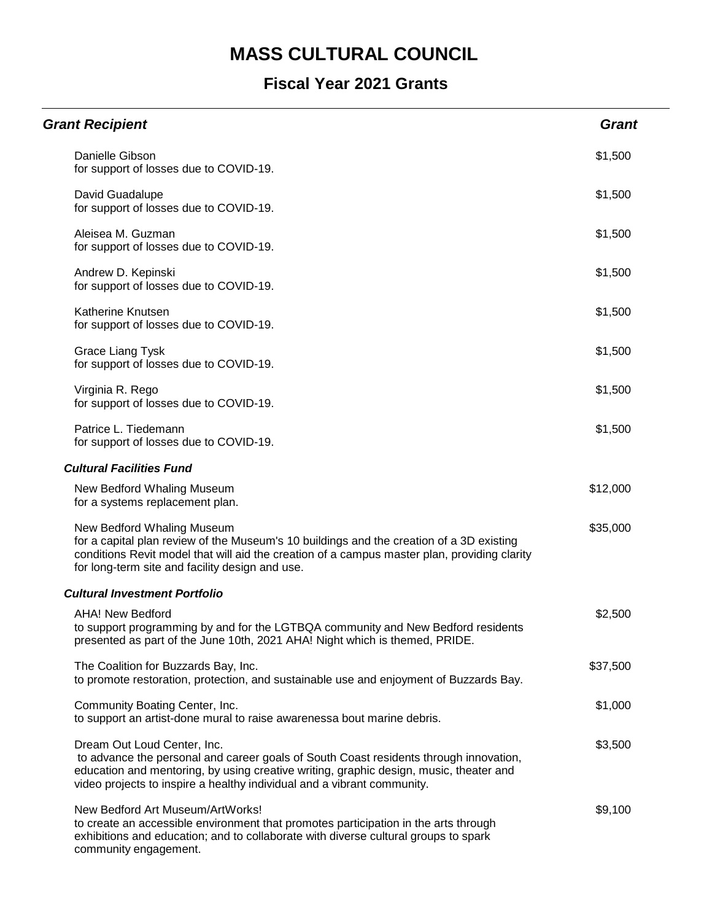# MASS CULTURAL COUNCIL

## Fiscal Year 2021 Grants

| *Grant Recipient* | *Grant* |
|---|---|
| Danielle Gibson<br>for support of losses due to COVID-19. | $1,500 |
| David Guadalupe<br>for support of losses due to COVID-19. | $1,500 |
| Aleisea M. Guzman<br>for support of losses due to COVID-19. | $1,500 |
| Andrew D. Kepinski<br>for support of losses due to COVID-19. | $1,500 |
| Katherine Knutsen<br>for support of losses due to COVID-19. | $1,500 |
| Grace Liang Tysk<br>for support of losses due to COVID-19. | $1,500 |
| Virginia R. Rego<br>for support of losses due to COVID-19. | $1,500 |
| Patrice L. Tiedemann<br>for support of losses due to COVID-19. | $1,500 |
| ***Cultural Facilities Fund*** | |
| New Bedford Whaling Museum<br>for a systems replacement plan. | $12,000 |
| New Bedford Whaling Museum<br>for a capital plan review of the Museum's 10 buildings and the creation of a 3D existing conditions Revit model that will aid the creation of a campus master plan, providing clarity for long-term site and facility design and use. | $35,000 |
| ***Cultural Investment Portfolio*** | |
| AHA! New Bedford<br>to support programming by and for the LGTBQA community and New Bedford residents presented as part of the June 10th, 2021 AHA! Night which is themed, PRIDE. | $2,500 |
| The Coalition for Buzzards Bay, Inc.<br>to promote restoration, protection, and sustainable use and enjoyment of Buzzards Bay. | $37,500 |
| Community Boating Center, Inc.<br>to support an artist-done mural to raise awarenessa bout marine debris. | $1,000 |
| Dream Out Loud Center, Inc.<br>to advance the personal and career goals of South Coast residents through innovation, education and mentoring, by using creative writing, graphic design, music, theater and video projects to inspire a healthy individual and a vibrant community. | $3,500 |
| New Bedford Art Museum/ArtWorks!<br>to create an accessible environment that promotes participation in the arts through exhibitions and education; and to collaborate with diverse cultural groups to spark community engagement. | $9,100 |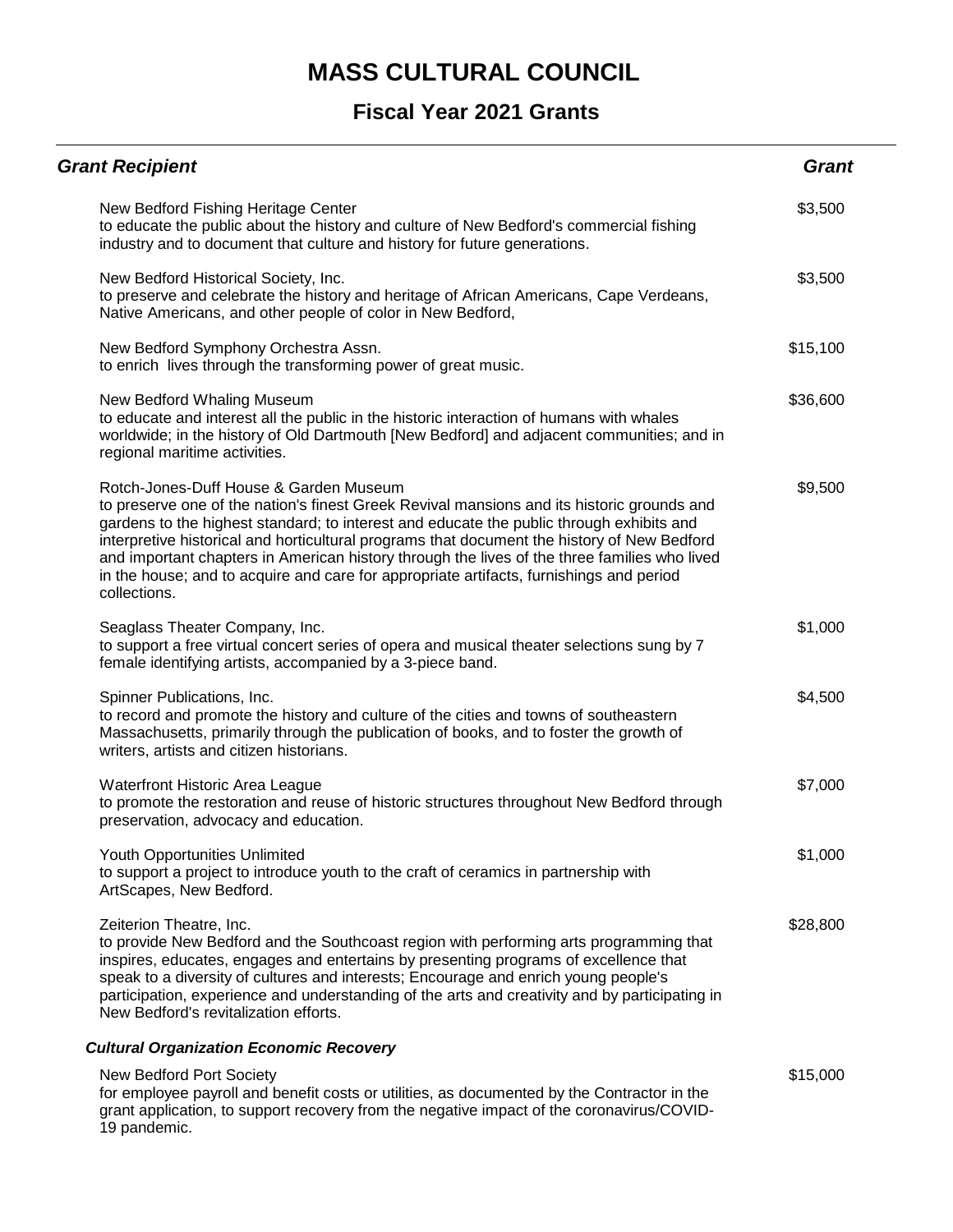# MASS CULTURAL COUNCIL

## Fiscal Year 2021 Grants

| *Grant Recipient* | *Grant* |
|---|---|
| New Bedford Fishing Heritage Center<br>to educate the public about the history and culture of New Bedford's commercial fishing industry and to document that culture and history for future generations. | $3,500 |
| New Bedford Historical Society, Inc.<br>to preserve and celebrate the history and heritage of African Americans, Cape Verdeans, Native Americans, and other people of color in New Bedford, | $3,500 |
| New Bedford Symphony Orchestra Assn.<br>to enrich lives through the transforming power of great music. | $15,100 |
| New Bedford Whaling Museum<br>to educate and interest all the public in the historic interaction of humans with whales worldwide; in the history of Old Dartmouth [New Bedford] and adjacent communities; and in regional maritime activities. | $36,600 |
| Rotch-Jones-Duff House & Garden Museum<br>to preserve one of the nation's finest Greek Revival mansions and its historic grounds and gardens to the highest standard; to interest and educate the public through exhibits and interpretive historical and horticultural programs that document the history of New Bedford and important chapters in American history through the lives of the three families who lived in the house; and to acquire and care for appropriate artifacts, furnishings and period collections. | $9,500 |
| Seaglass Theater Company, Inc.<br>to support a free virtual concert series of opera and musical theater selections sung by 7 female identifying artists, accompanied by a 3-piece band. | $1,000 |
| Spinner Publications, Inc.<br>to record and promote the history and culture of the cities and towns of southeastern Massachusetts, primarily through the publication of books, and to foster the growth of writers, artists and citizen historians. | $4,500 |
| Waterfront Historic Area League<br>to promote the restoration and reuse of historic structures throughout New Bedford through preservation, advocacy and education. | $7,000 |
| Youth Opportunities Unlimited<br>to support a project to introduce youth to the craft of ceramics in partnership with ArtScapes, New Bedford. | $1,000 |
| Zeiterion Theatre, Inc.<br>to provide New Bedford and the Southcoast region with performing arts programming that inspires, educates, engages and entertains by presenting programs of excellence that speak to a diversity of cultures and interests; Encourage and enrich young people's participation, experience and understanding of the arts and creativity and by participating in New Bedford's revitalization efforts. | $28,800 |
| ***Cultural Organization Economic Recovery*** | |
| New Bedford Port Society<br>for employee payroll and benefit costs or utilities, as documented by the Contractor in the grant application, to support recovery from the negative impact of the coronavirus/COVID-19 pandemic. | $15,000 |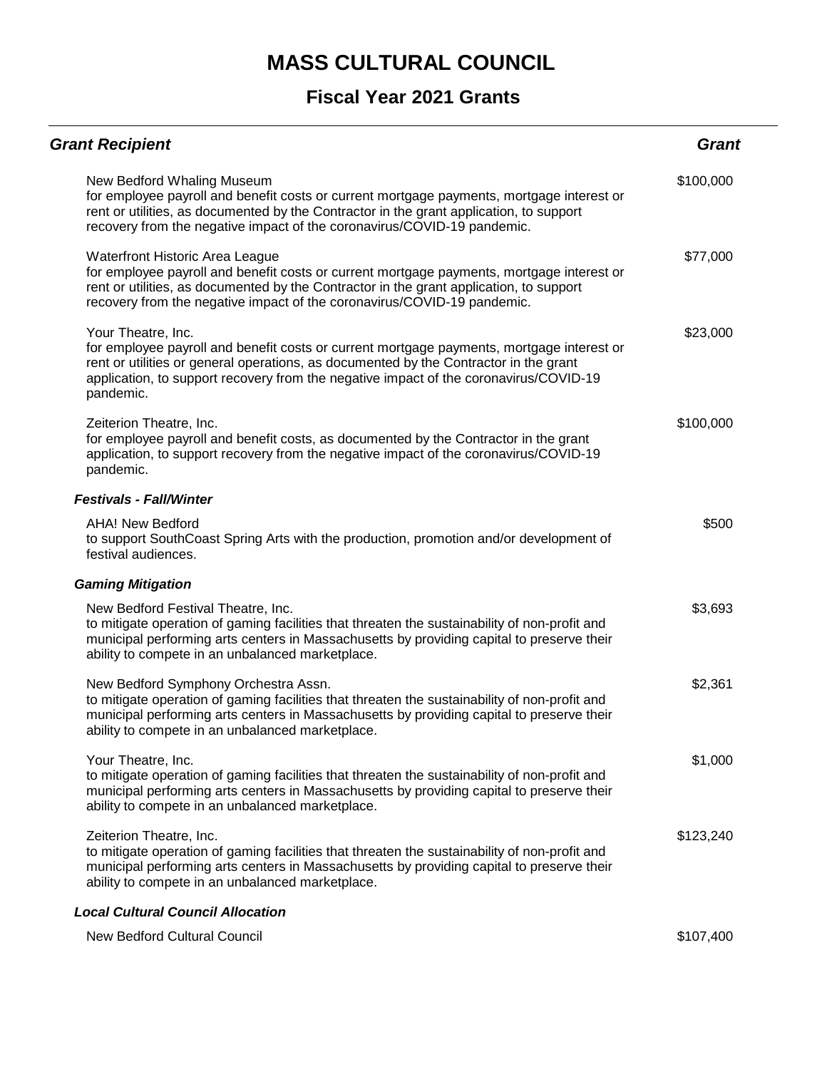# MASS CULTURAL COUNCIL

## Fiscal Year 2021 Grants

| Grant Recipient | Grant |
|---|---|
| New Bedford Whaling Museum<br>for employee payroll and benefit costs or current mortgage payments, mortgage interest or rent or utilities, as documented by the Contractor in the grant application, to support recovery from the negative impact of the coronavirus/COVID-19 pandemic. | $100,000 |
| Waterfront Historic Area League<br>for employee payroll and benefit costs or current mortgage payments, mortgage interest or rent or utilities, as documented by the Contractor in the grant application, to support recovery from the negative impact of the coronavirus/COVID-19 pandemic. | $77,000 |
| Your Theatre, Inc.<br>for employee payroll and benefit costs or current mortgage payments, mortgage interest or rent or utilities or general operations, as documented by the Contractor in the grant application, to support recovery from the negative impact of the coronavirus/COVID-19 pandemic. | $23,000 |
| Zeiterion Theatre, Inc.<br>for employee payroll and benefit costs, as documented by the Contractor in the grant application, to support recovery from the negative impact of the coronavirus/COVID-19 pandemic. | $100,000 |
| ***Festivals - Fall/Winter*** | |
| AHA! New Bedford<br>to support SouthCoast Spring Arts with the production, promotion and/or development of festival audiences. | $500 |
| ***Gaming Mitigation*** | |
| New Bedford Festival Theatre, Inc.<br>to mitigate operation of gaming facilities that threaten the sustainability of non-profit and municipal performing arts centers in Massachusetts by providing capital to preserve their ability to compete in an unbalanced marketplace. | $3,693 |
| New Bedford Symphony Orchestra Assn.<br>to mitigate operation of gaming facilities that threaten the sustainability of non-profit and municipal performing arts centers in Massachusetts by providing capital to preserve their ability to compete in an unbalanced marketplace. | $2,361 |
| Your Theatre, Inc.<br>to mitigate operation of gaming facilities that threaten the sustainability of non-profit and municipal performing arts centers in Massachusetts by providing capital to preserve their ability to compete in an unbalanced marketplace. | $1,000 |
| Zeiterion Theatre, Inc.<br>to mitigate operation of gaming facilities that threaten the sustainability of non-profit and municipal performing arts centers in Massachusetts by providing capital to preserve their ability to compete in an unbalanced marketplace. | $123,240 |
| ***Local Cultural Council Allocation*** | |
| New Bedford Cultural Council | $107,400 |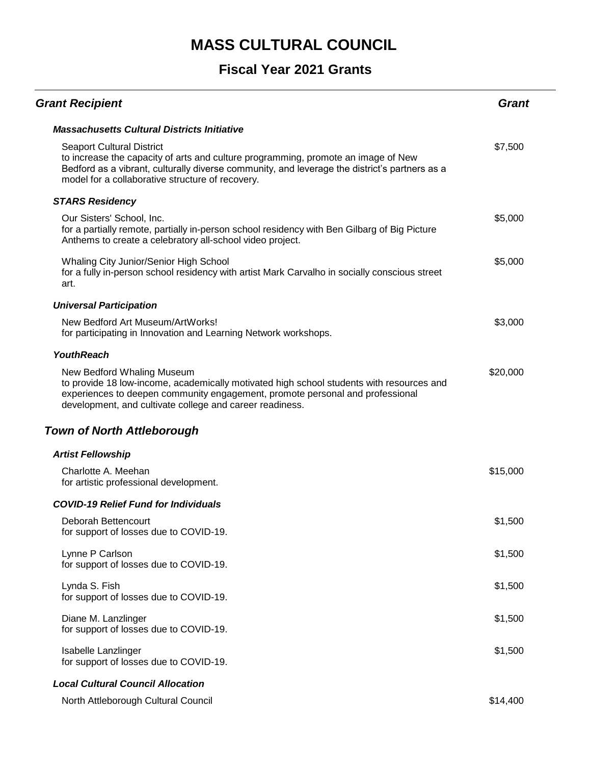# MASS CULTURAL COUNCIL

## Fiscal Year 2021 Grants

| Grant Recipient | Grant |
| --- | --- |
| ***Massachusetts Cultural Districts Initiative*** | |
| Seaport Cultural District<br>to increase the capacity of arts and culture programming, promote an image of New Bedford as a vibrant, culturally diverse community, and leverage the district's partners as a model for a collaborative structure of recovery. | $7,500 |
| ***STARS Residency*** | |
| Our Sisters' School, Inc.<br>for a partially remote, partially in-person school residency with Ben Gilbarg of Big Picture Anthems to create a celebratory all-school video project. | $5,000 |
| Whaling City Junior/Senior High School<br>for a fully in-person school residency with artist Mark Carvalho in socially conscious street art. | $5,000 |
| ***Universal Participation*** | |
| New Bedford Art Museum/ArtWorks!<br>for participating in Innovation and Learning Network workshops. | $3,000 |
| ***YouthReach*** | |
| New Bedford Whaling Museum<br>to provide 18 low-income, academically motivated high school students with resources and experiences to deepen community engagement, promote personal and professional development, and cultivate college and career readiness. | $20,000 |

### *Town of North Attleborough*

| Grant Recipient | Grant |
| --- | --- |
| ***Artist Fellowship*** | |
| Charlotte A. Meehan<br>for artistic professional development. | $15,000 |
| ***COVID-19 Relief Fund for Individuals*** | |
| Deborah Bettencourt<br>for support of losses due to COVID-19. | $1,500 |
| Lynne P Carlson<br>for support of losses due to COVID-19. | $1,500 |
| Lynda S. Fish<br>for support of losses due to COVID-19. | $1,500 |
| Diane M. Lanzlinger<br>for support of losses due to COVID-19. | $1,500 |
| Isabelle Lanzlinger<br>for support of losses due to COVID-19. | $1,500 |
| ***Local Cultural Council Allocation*** | |
| North Attleborough Cultural Council | $14,400 |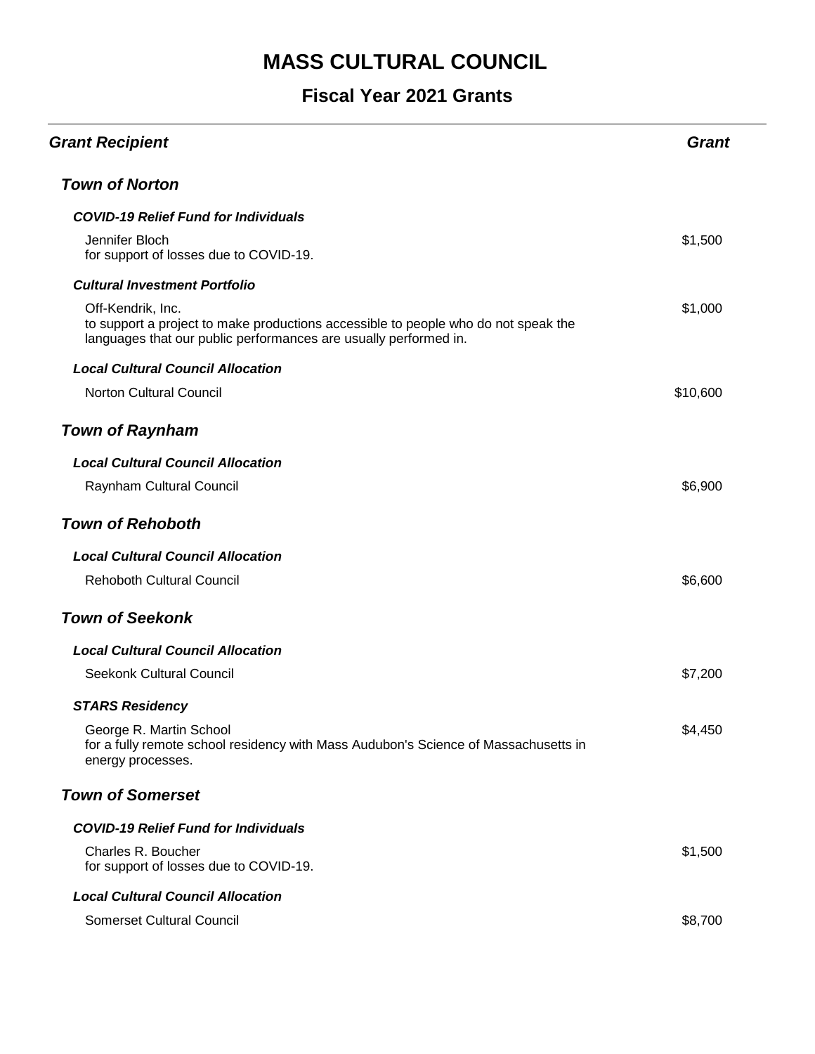# MASS CULTURAL COUNCIL

## Fiscal Year 2021 Grants

| *Grant Recipient* | *Grant* |
|---|---|
| ***Town of Norton*** | |
| ***COVID-19 Relief Fund for Individuals*** | |
| Jennifer Bloch<br>for support of losses due to COVID-19. | $1,500 |
| ***Cultural Investment Portfolio*** | |
| Off-Kendrik, Inc.<br>to support a project to make productions accessible to people who do not speak the languages that our public performances are usually performed in. | $1,000 |
| ***Local Cultural Council Allocation*** | |
| Norton Cultural Council | $10,600 |
| ***Town of Raynham*** | |
| ***Local Cultural Council Allocation*** | |
| Raynham Cultural Council | $6,900 |
| ***Town of Rehoboth*** | |
| ***Local Cultural Council Allocation*** | |
| Rehoboth Cultural Council | $6,600 |
| ***Town of Seekonk*** | |
| ***Local Cultural Council Allocation*** | |
| Seekonk Cultural Council | $7,200 |
| ***STARS Residency*** | |
| George R. Martin School<br>for a fully remote school residency with Mass Audubon's Science of Massachusetts in energy processes. | $4,450 |
| ***Town of Somerset*** | |
| ***COVID-19 Relief Fund for Individuals*** | |
| Charles R. Boucher<br>for support of losses due to COVID-19. | $1,500 |
| ***Local Cultural Council Allocation*** | |
| Somerset Cultural Council | $8,700 |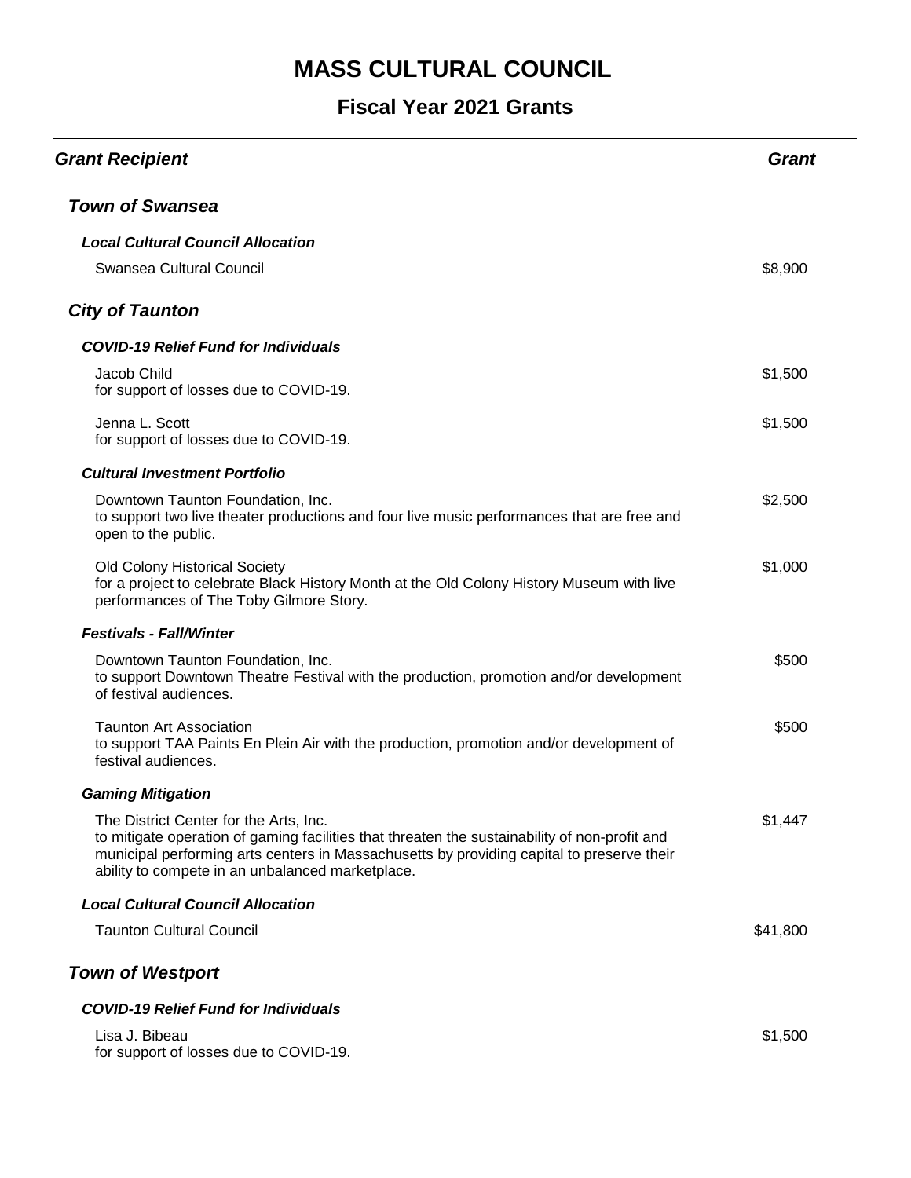# MASS CULTURAL COUNCIL

## Fiscal Year 2021 Grants

| ***Grant Recipient*** | ***Grant*** |
|---|---|
| ***Town of Swansea*** | |
| ***Local Cultural Council Allocation*** | |
| Swansea Cultural Council | $8,900 |
| ***City of Taunton*** | |
| ***COVID-19 Relief Fund for Individuals*** | |
| Jacob Child<br>for support of losses due to COVID-19. | $1,500 |
| Jenna L. Scott<br>for support of losses due to COVID-19. | $1,500 |
| ***Cultural Investment Portfolio*** | |
| Downtown Taunton Foundation, Inc.<br>to support two live theater productions and four live music performances that are free and open to the public. | $2,500 |
| Old Colony Historical Society<br>for a project to celebrate Black History Month at the Old Colony History Museum with live performances of The Toby Gilmore Story. | $1,000 |
| ***Festivals - Fall/Winter*** | |
| Downtown Taunton Foundation, Inc.<br>to support Downtown Theatre Festival with the production, promotion and/or development of festival audiences. | $500 |
| Taunton Art Association<br>to support TAA Paints En Plein Air with the production, promotion and/or development of festival audiences. | $500 |
| ***Gaming Mitigation*** | |
| The District Center for the Arts, Inc.<br>to mitigate operation of gaming facilities that threaten the sustainability of non-profit and municipal performing arts centers in Massachusetts by providing capital to preserve their ability to compete in an unbalanced marketplace. | $1,447 |
| ***Local Cultural Council Allocation*** | |
| Taunton Cultural Council | $41,800 |
| ***Town of Westport*** | |
| ***COVID-19 Relief Fund for Individuals*** | |
| Lisa J. Bibeau<br>for support of losses due to COVID-19. | $1,500 |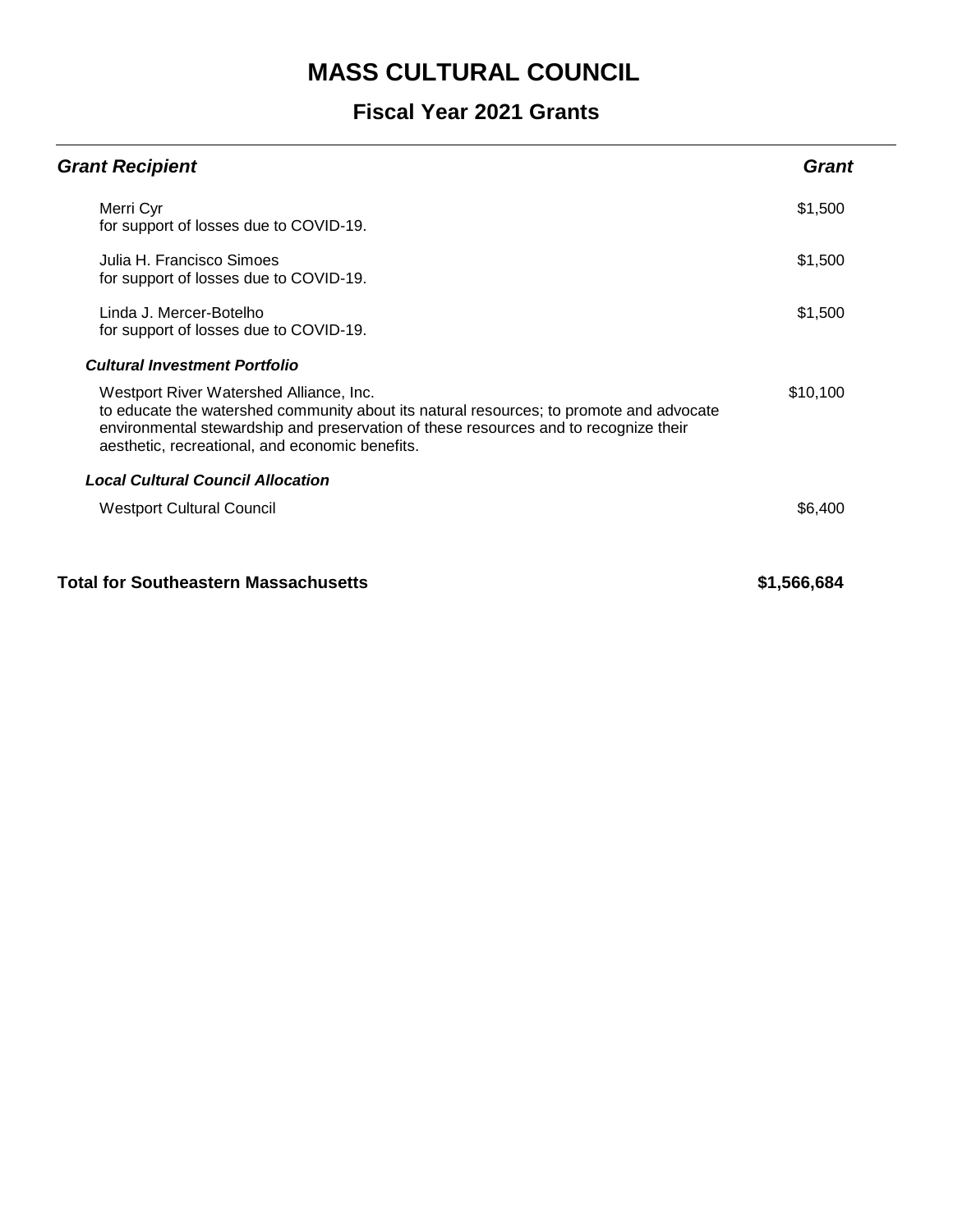# MASS CULTURAL COUNCIL

## Fiscal Year 2021 Grants

| *Grant Recipient* | *Grant* |
|---|---|
| Merri Cyr<br>for support of losses due to COVID-19. | $1,500 |
| Julia H. Francisco Simoes<br>for support of losses due to COVID-19. | $1,500 |
| Linda J. Mercer-Botelho<br>for support of losses due to COVID-19. | $1,500 |
| ***Cultural Investment Portfolio*** | |
| Westport River Watershed Alliance, Inc.<br>to educate the watershed community about its natural resources; to promote and advocate environmental stewardship and preservation of these resources and to recognize their aesthetic, recreational, and economic benefits. | $10,100 |
| ***Local Cultural Council Allocation*** | |
| Westport Cultural Council | $6,400 |
| **Total for Southeastern Massachusetts** | **$1,566,684** |